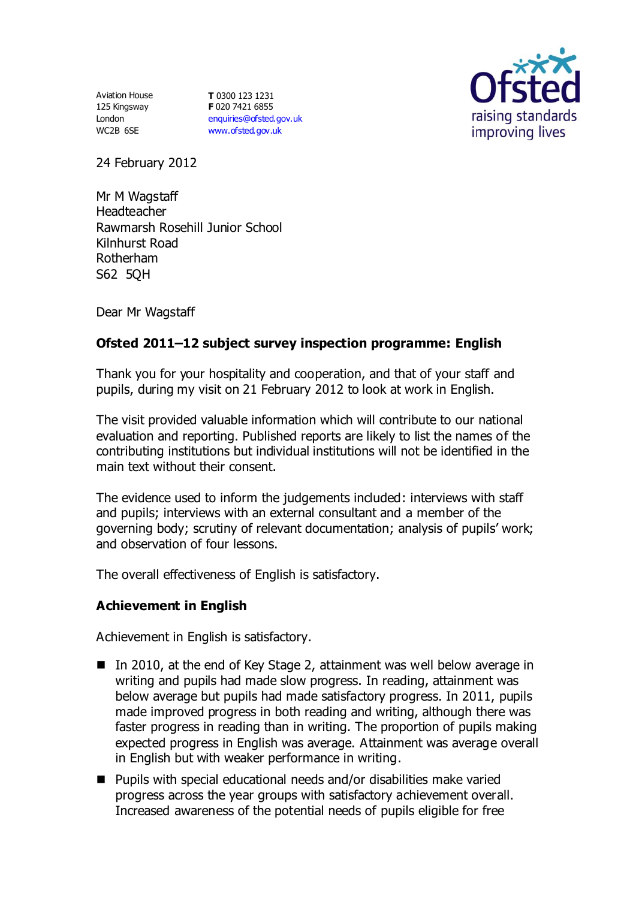Aviation House
125 Kingsway
London
WC2B 6SE

**T** 0300 123 1231
**F** 020 7421 6855
enquiries@ofsted.gov.uk
www.ofsted.gov.uk

24 February 2012

Mr M Wagstaff
Headteacher
Rawmarsh Rosehill Junior School
Kilnhurst Road
Rotherham
S62 5QH

Dear Mr Wagstaff

## Ofsted 2011–12 subject survey inspection programme: English

Thank you for your hospitality and cooperation, and that of your staff and pupils, during my visit on 21 February 2012 to look at work in English.

The visit provided valuable information which will contribute to our national evaluation and reporting. Published reports are likely to list the names of the contributing institutions but individual institutions will not be identified in the main text without their consent.

The evidence used to inform the judgements included: interviews with staff and pupils; interviews with an external consultant and a member of the governing body; scrutiny of relevant documentation; analysis of pupils' work; and observation of four lessons.

The overall effectiveness of English is satisfactory.

### Achievement in English

Achievement in English is satisfactory.

- In 2010, at the end of Key Stage 2, attainment was well below average in writing and pupils had made slow progress. In reading, attainment was below average but pupils had made satisfactory progress. In 2011, pupils made improved progress in both reading and writing, although there was faster progress in reading than in writing. The proportion of pupils making expected progress in English was average. Attainment was average overall in English but with weaker performance in writing.
- Pupils with special educational needs and/or disabilities make varied progress across the year groups with satisfactory achievement overall. Increased awareness of the potential needs of pupils eligible for free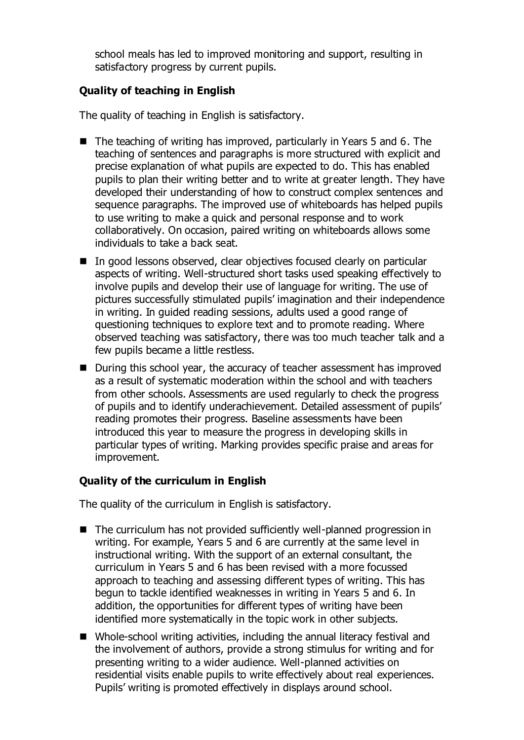school meals has led to improved monitoring and support, resulting in satisfactory progress by current pupils.

### Quality of teaching in English

The quality of teaching in English is satisfactory.

- The teaching of writing has improved, particularly in Years 5 and 6. The teaching of sentences and paragraphs is more structured with explicit and precise explanation of what pupils are expected to do. This has enabled pupils to plan their writing better and to write at greater length. They have developed their understanding of how to construct complex sentences and sequence paragraphs. The improved use of whiteboards has helped pupils to use writing to make a quick and personal response and to work collaboratively. On occasion, paired writing on whiteboards allows some individuals to take a back seat.
- In good lessons observed, clear objectives focused clearly on particular aspects of writing. Well-structured short tasks used speaking effectively to involve pupils and develop their use of language for writing. The use of pictures successfully stimulated pupils' imagination and their independence in writing. In guided reading sessions, adults used a good range of questioning techniques to explore text and to promote reading. Where observed teaching was satisfactory, there was too much teacher talk and a few pupils became a little restless.
- During this school year, the accuracy of teacher assessment has improved as a result of systematic moderation within the school and with teachers from other schools. Assessments are used regularly to check the progress of pupils and to identify underachievement. Detailed assessment of pupils' reading promotes their progress. Baseline assessments have been introduced this year to measure the progress in developing skills in particular types of writing. Marking provides specific praise and areas for improvement.

### Quality of the curriculum in English

The quality of the curriculum in English is satisfactory.

- The curriculum has not provided sufficiently well-planned progression in writing. For example, Years 5 and 6 are currently at the same level in instructional writing. With the support of an external consultant, the curriculum in Years 5 and 6 has been revised with a more focussed approach to teaching and assessing different types of writing. This has begun to tackle identified weaknesses in writing in Years 5 and 6. In addition, the opportunities for different types of writing have been identified more systematically in the topic work in other subjects.
- Whole-school writing activities, including the annual literacy festival and the involvement of authors, provide a strong stimulus for writing and for presenting writing to a wider audience. Well-planned activities on residential visits enable pupils to write effectively about real experiences. Pupils' writing is promoted effectively in displays around school.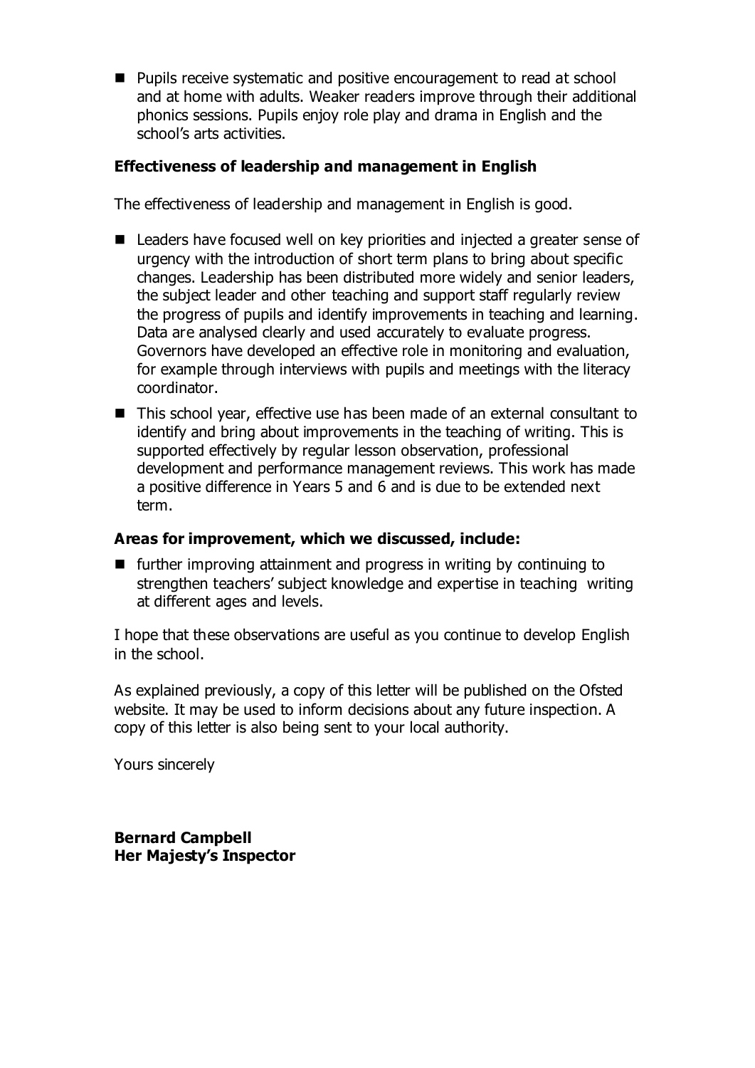- Pupils receive systematic and positive encouragement to read at school and at home with adults. Weaker readers improve through their additional phonics sessions. Pupils enjoy role play and drama in English and the school's arts activities.

**Effectiveness of leadership and management in English**

The effectiveness of leadership and management in English is good.

- Leaders have focused well on key priorities and injected a greater sense of urgency with the introduction of short term plans to bring about specific changes. Leadership has been distributed more widely and senior leaders, the subject leader and other teaching and support staff regularly review the progress of pupils and identify improvements in teaching and learning. Data are analysed clearly and used accurately to evaluate progress. Governors have developed an effective role in monitoring and evaluation, for example through interviews with pupils and meetings with the literacy coordinator.
- This school year, effective use has been made of an external consultant to identify and bring about improvements in the teaching of writing. This is supported effectively by regular lesson observation, professional development and performance management reviews. This work has made a positive difference in Years 5 and 6 and is due to be extended next term.

**Areas for improvement, which we discussed, include:**

- further improving attainment and progress in writing by continuing to strengthen teachers' subject knowledge and expertise in teaching writing at different ages and levels.

I hope that these observations are useful as you continue to develop English in the school.

As explained previously, a copy of this letter will be published on the Ofsted website. It may be used to inform decisions about any future inspection. A copy of this letter is also being sent to your local authority.

Yours sincerely

**Bernard Campbell**
**Her Majesty's Inspector**